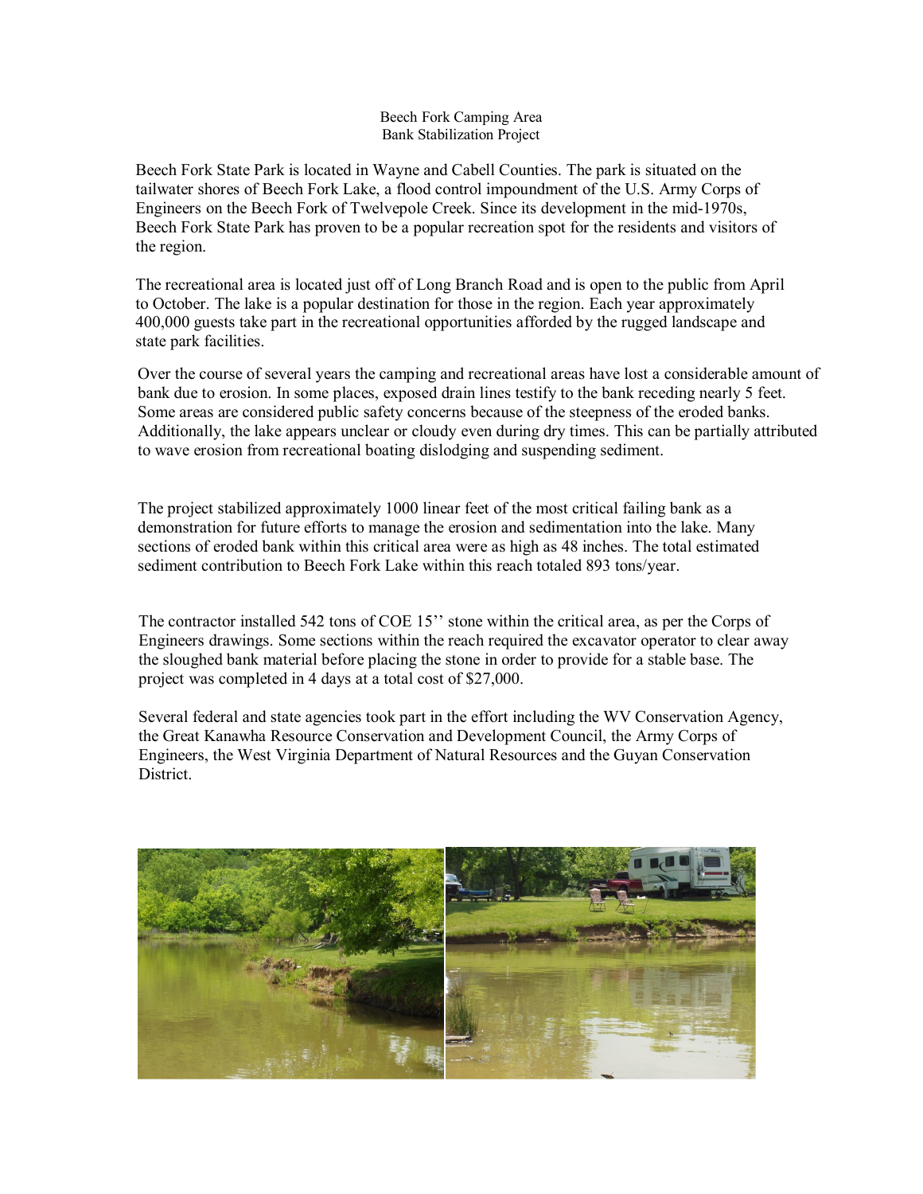# Beech Fork Camping Area
## Bank Stabilization Project

Beech Fork State Park is located in Wayne and Cabell Counties. The park is situated on the tailwater shores of Beech Fork Lake, a flood control impoundment of the U.S. Army Corps of Engineers on the Beech Fork of Twelvepole Creek. Since its development in the mid-1970s, Beech Fork State Park has proven to be a popular recreation spot for the residents and visitors of the region.

The recreational area is located just off of Long Branch Road and is open to the public from April to October. The lake is a popular destination for those in the region. Each year approximately 400,000 guests take part in the recreational opportunities afforded by the rugged landscape and state park facilities.

Over the course of several years the camping and recreational areas have lost a considerable amount of bank due to erosion. In some places, exposed drain lines testify to the bank receding nearly 5 feet. Some areas are considered public safety concerns because of the steepness of the eroded banks. Additionally, the lake appears unclear or cloudy even during dry times. This can be partially attributed to wave erosion from recreational boating dislodging and suspending sediment.

The project stabilized approximately 1000 linear feet of the most critical failing bank as a demonstration for future efforts to manage the erosion and sedimentation into the lake. Many sections of eroded bank within this critical area were as high as 48 inches. The total estimated sediment contribution to Beech Fork Lake within this reach totaled 893 tons/year.

The contractor installed 542 tons of COE 15'' stone within the critical area, as per the Corps of Engineers drawings. Some sections within the reach required the excavator operator to clear away the sloughed bank material before placing the stone in order to provide for a stable base. The project was completed in 4 days at a total cost of $27,000.

Several federal and state agencies took part in the effort including the WV Conservation Agency, the Great Kanawha Resource Conservation and Development Council, the Army Corps of Engineers, the West Virginia Department of Natural Resources and the Guyan Conservation District.